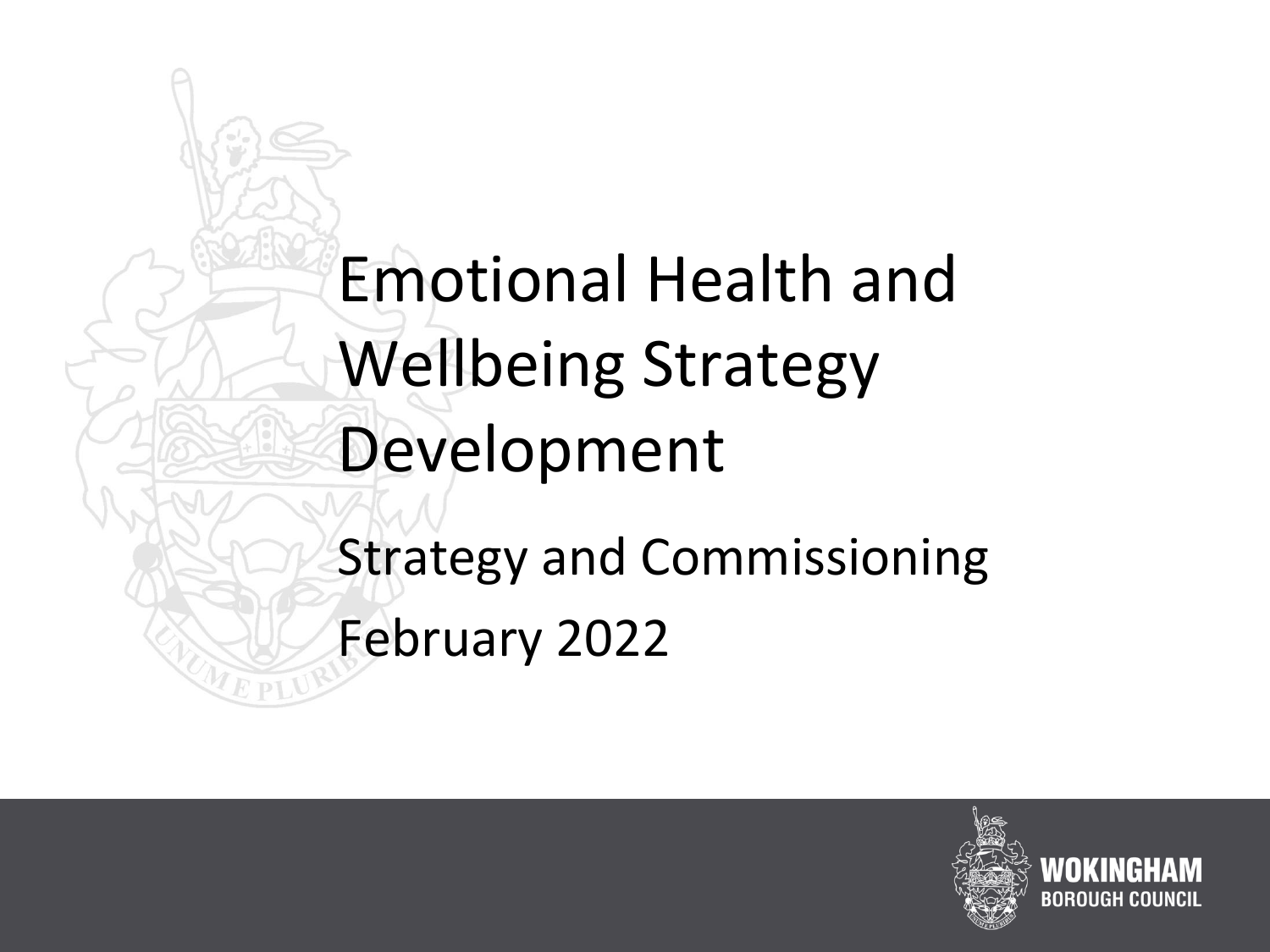# Emotional Health and Wellbeing Strategy Development

Strategy and Commissioning

February 2022

WOKINGHAM BOROUGH COUNCIL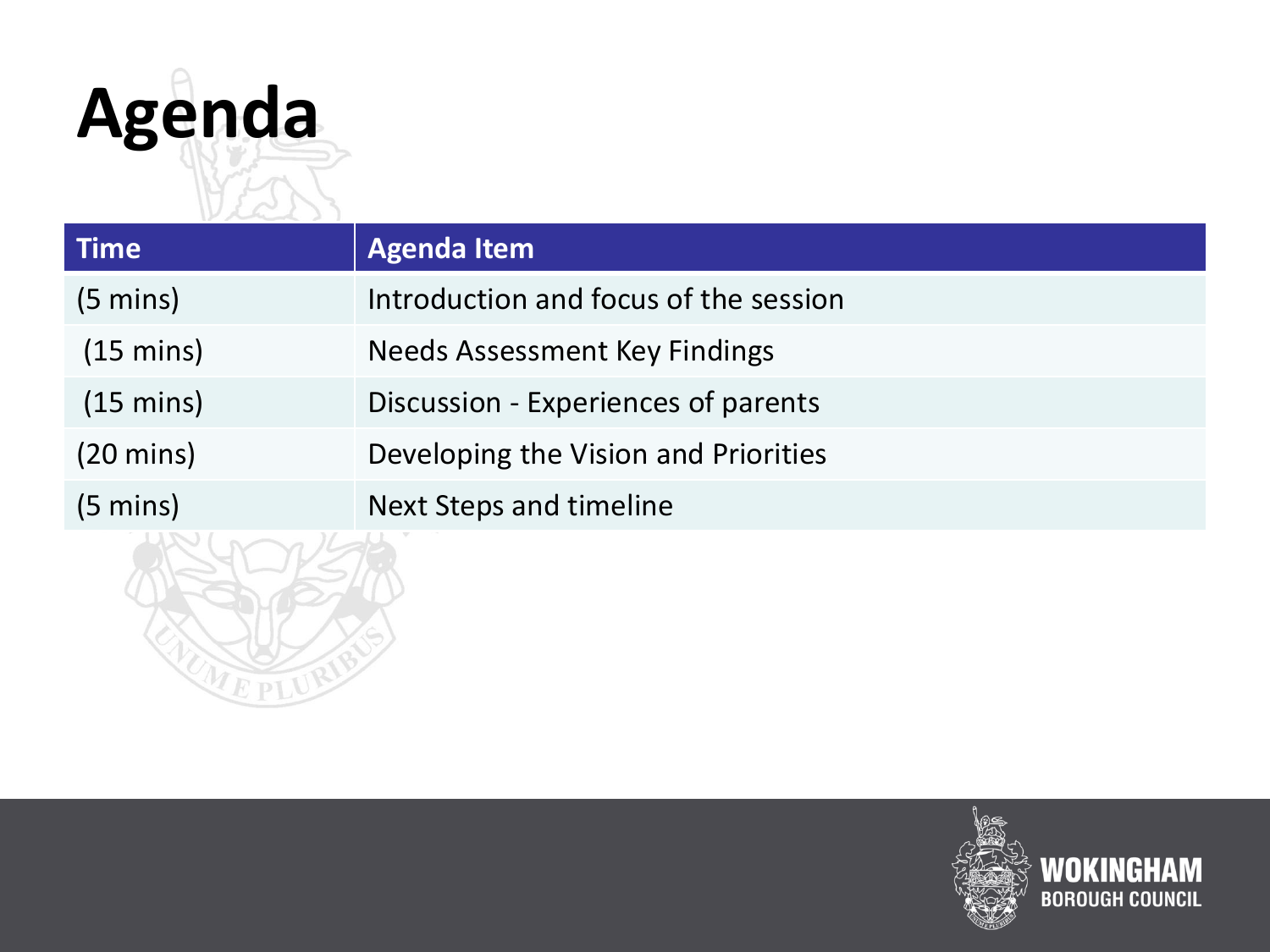# Agenda

| Time | Agenda Item |
| --- | --- |
| (5 mins) | Introduction and focus of the session |
| (15 mins) | Needs Assessment Key Findings |
| (15 mins) | Discussion - Experiences of parents |
| (20 mins) | Developing the Vision and Priorities |
| (5 mins) | Next Steps and timeline |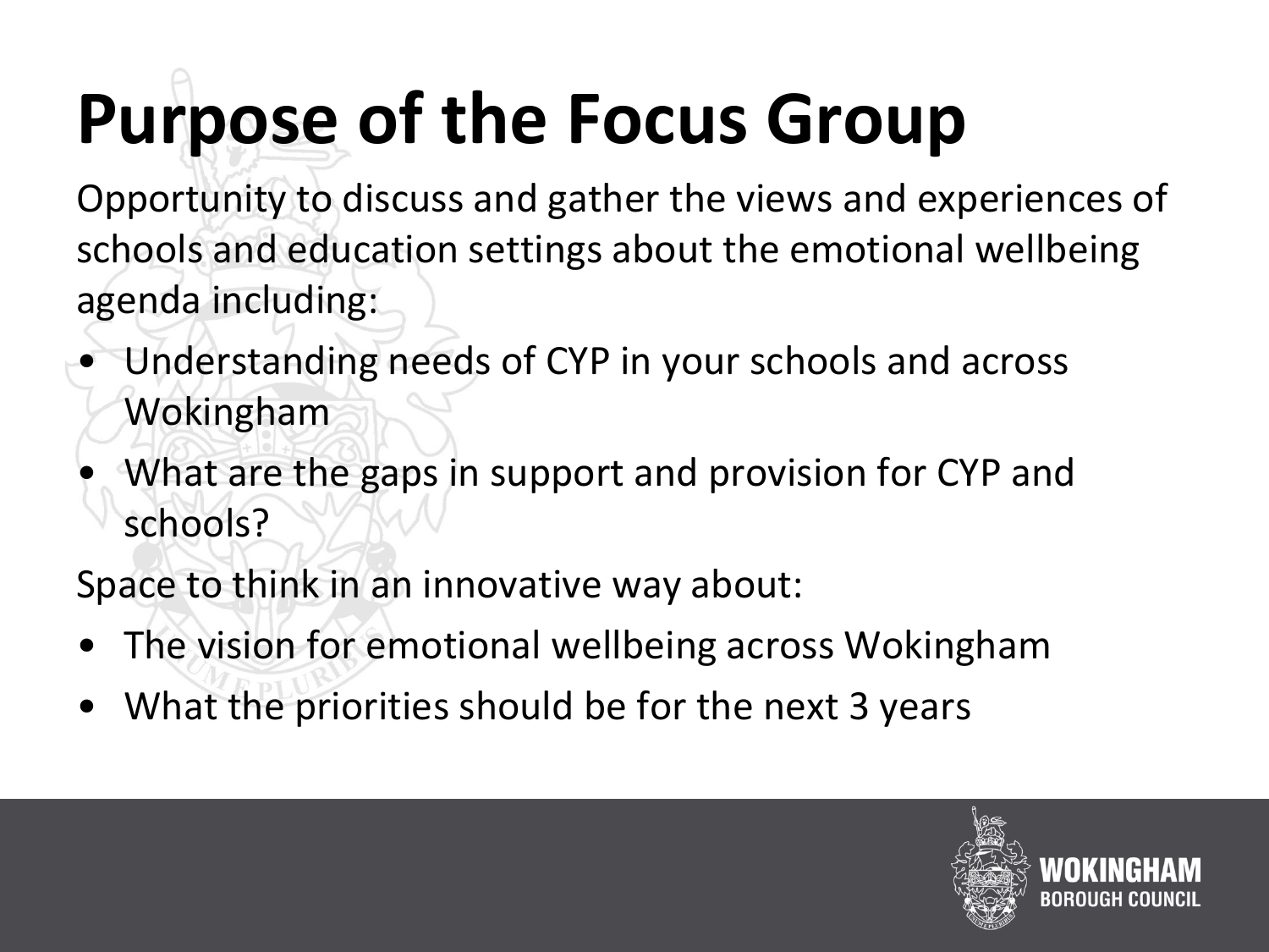# Purpose of the Focus Group

Opportunity to discuss and gather the views and experiences of schools and education settings about the emotional wellbeing agenda including:

- Understanding needs of CYP in your schools and across Wokingham
- What are the gaps in support and provision for CYP and schools?

Space to think in an innovative way about:

- The vision for emotional wellbeing across Wokingham
- What the priorities should be for the next 3 years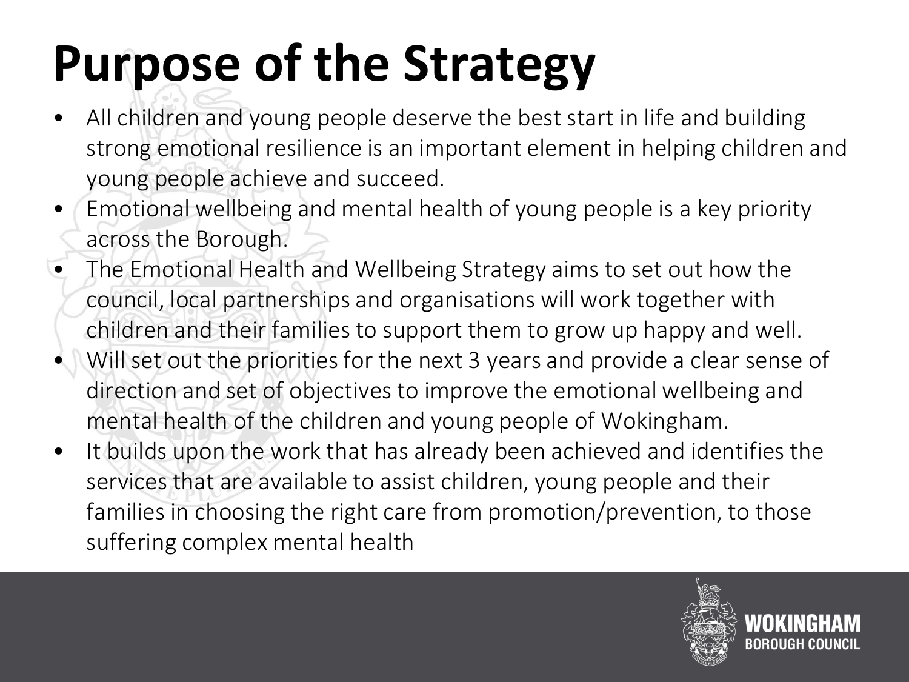# Purpose of the Strategy

- All children and young people deserve the best start in life and building strong emotional resilience is an important element in helping children and young people achieve and succeed.
- Emotional wellbeing and mental health of young people is a key priority across the Borough.
- The Emotional Health and Wellbeing Strategy aims to set out how the council, local partnerships and organisations will work together with children and their families to support them to grow up happy and well.
- Will set out the priorities for the next 3 years and provide a clear sense of direction and set of objectives to improve the emotional wellbeing and mental health of the children and young people of Wokingham.
- It builds upon the work that has already been achieved and identifies the services that are available to assist children, young people and their families in choosing the right care from promotion/prevention, to those suffering complex mental health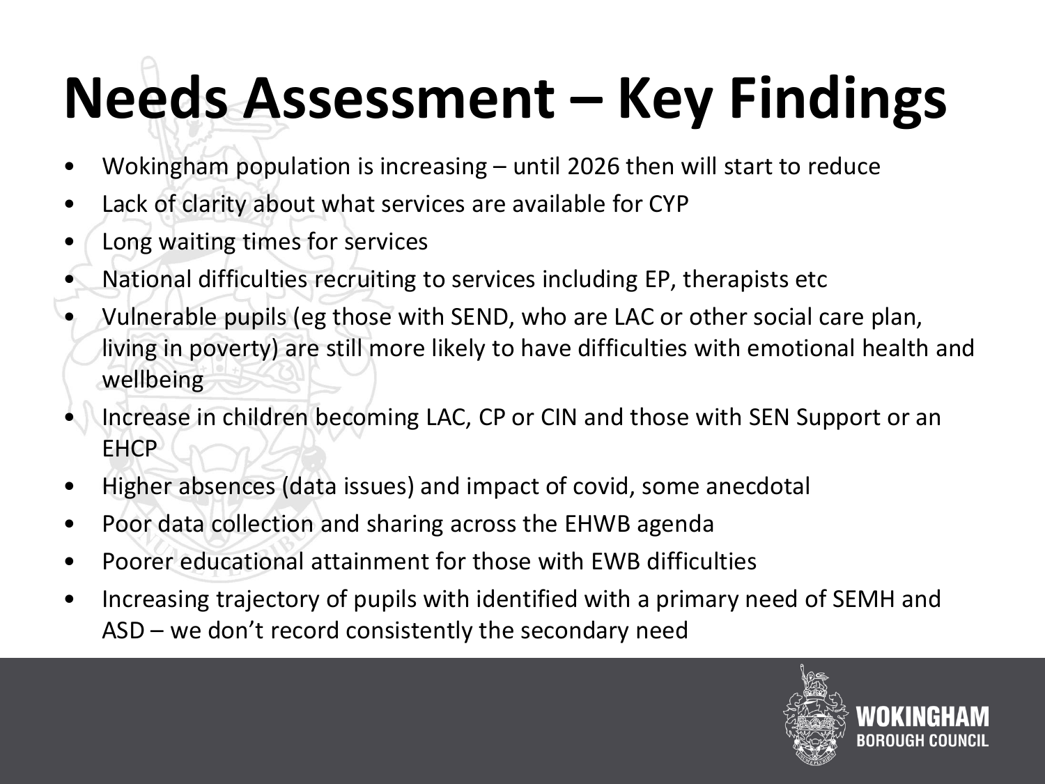# Needs Assessment – Key Findings

- Wokingham population is increasing – until 2026 then will start to reduce
- Lack of clarity about what services are available for CYP
- Long waiting times for services
- National difficulties recruiting to services including EP, therapists etc
- Vulnerable pupils (eg those with SEND, who are LAC or other social care plan, living in poverty) are still more likely to have difficulties with emotional health and wellbeing
- Increase in children becoming LAC, CP or CIN and those with SEN Support or an EHCP
- Higher absences (data issues) and impact of covid, some anecdotal
- Poor data collection and sharing across the EHWB agenda
- Poorer educational attainment for those with EWB difficulties
- Increasing trajectory of pupils with identified with a primary need of SEMH and ASD – we don't record consistently the secondary need

WOKINGHAM BOROUGH COUNCIL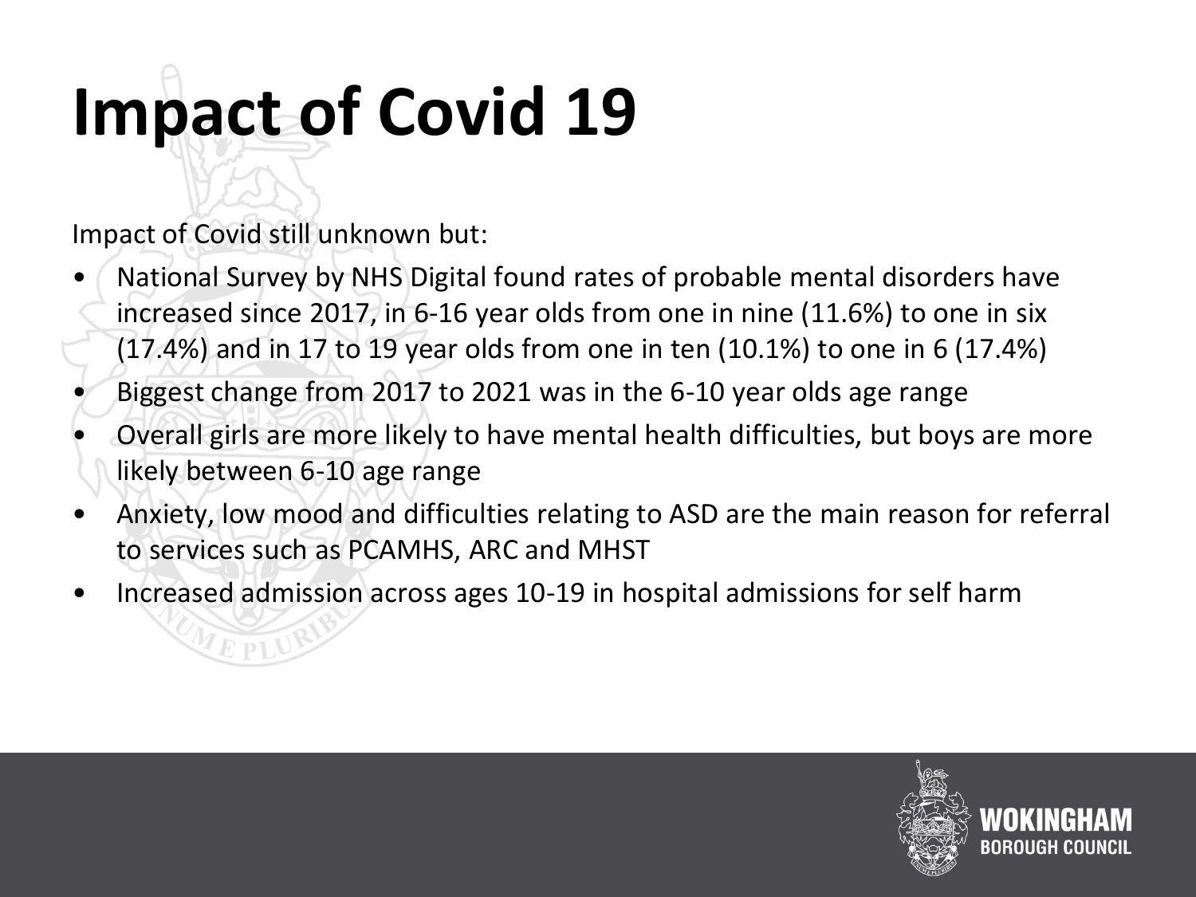# Impact of Covid 19

Impact of Covid still unknown but:

- National Survey by NHS Digital found rates of probable mental disorders have increased since 2017, in 6-16 year olds from one in nine (11.6%) to one in six (17.4%) and in 17 to 19 year olds from one in ten (10.1%) to one in 6 (17.4%)
- Biggest change from 2017 to 2021 was in the 6-10 year olds age range
- Overall girls are more likely to have mental health difficulties, but boys are more likely between 6-10 age range
- Anxiety, low mood and difficulties relating to ASD are the main reason for referral to services such as PCAMHS, ARC and MHST
- Increased admission across ages 10-19 in hospital admissions for self harm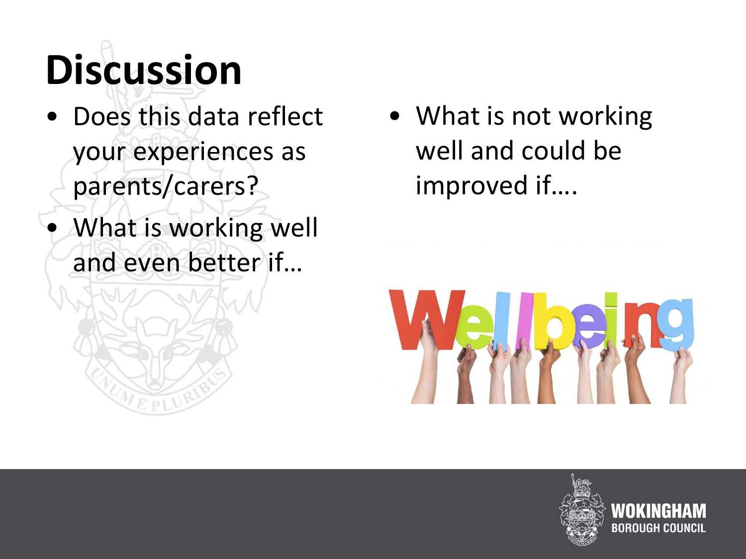# Discussion

- Does this data reflect your experiences as parents/carers?
- What is working well and even better if…
- What is not working well and could be improved if….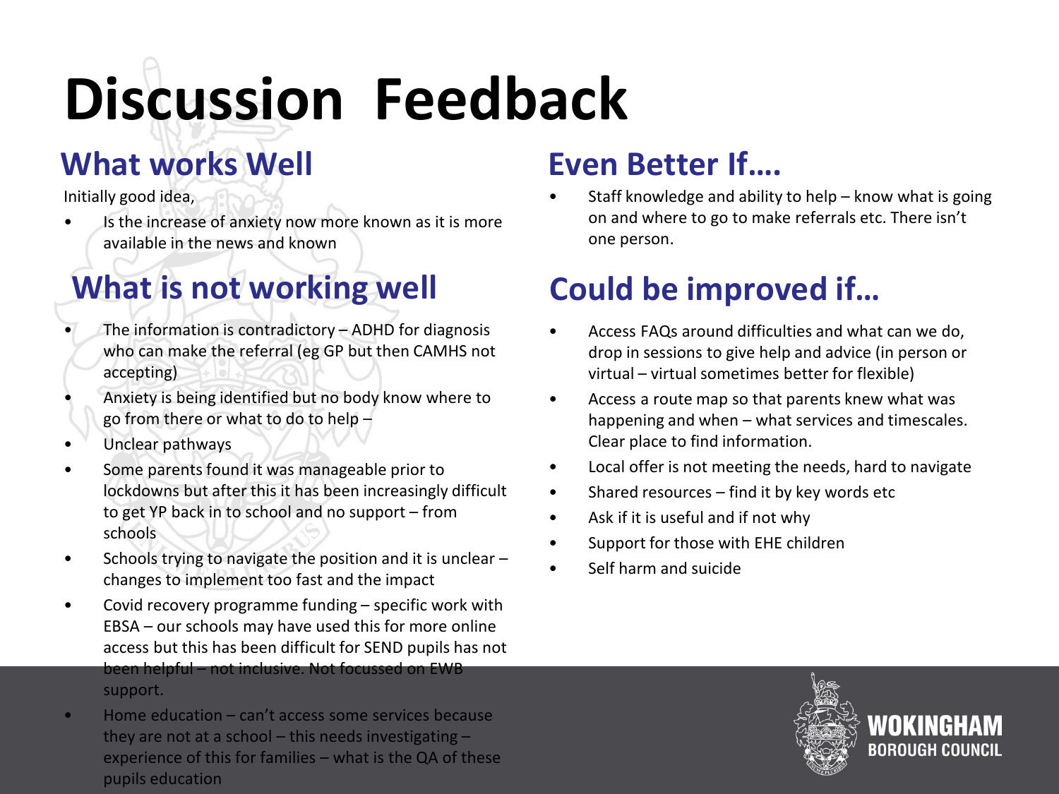# Discussion Feedback

## What works Well

Initially good idea,

- Is the increase of anxiety now more known as it is more available in the news and known

## What is not working well

- The information is contradictory – ADHD for diagnosis who can make the referral (eg GP but then CAMHS not accepting)
- Anxiety is being identified but no body know where to go from there or what to do to help –
- Unclear pathways
- Some parents found it was manageable prior to lockdowns but after this it has been increasingly difficult to get YP back in to school and no support – from schools
- Schools trying to navigate the position and it is unclear – changes to implement too fast and the impact
- Covid recovery programme funding – specific work with EBSA – our schools may have used this for more online access but this has been difficult for SEND pupils has not been helpful – not inclusive. Not focussed on EWB support.
- Home education – can't access some services because they are not at a school – this needs investigating – experience of this for families – what is the QA of these pupils education

## Even Better If….

- Staff knowledge and ability to help – know what is going on and where to go to make referrals etc. There isn't one person.

## Could be improved if…

- Access FAQs around difficulties and what can we do, drop in sessions to give help and advice (in person or virtual – virtual sometimes better for flexible)
- Access a route map so that parents knew what was happening and when – what services and timescales. Clear place to find information.
- Local offer is not meeting the needs, hard to navigate
- Shared resources – find it by key words etc
- Ask if it is useful and if not why
- Support for those with EHE children
- Self harm and suicide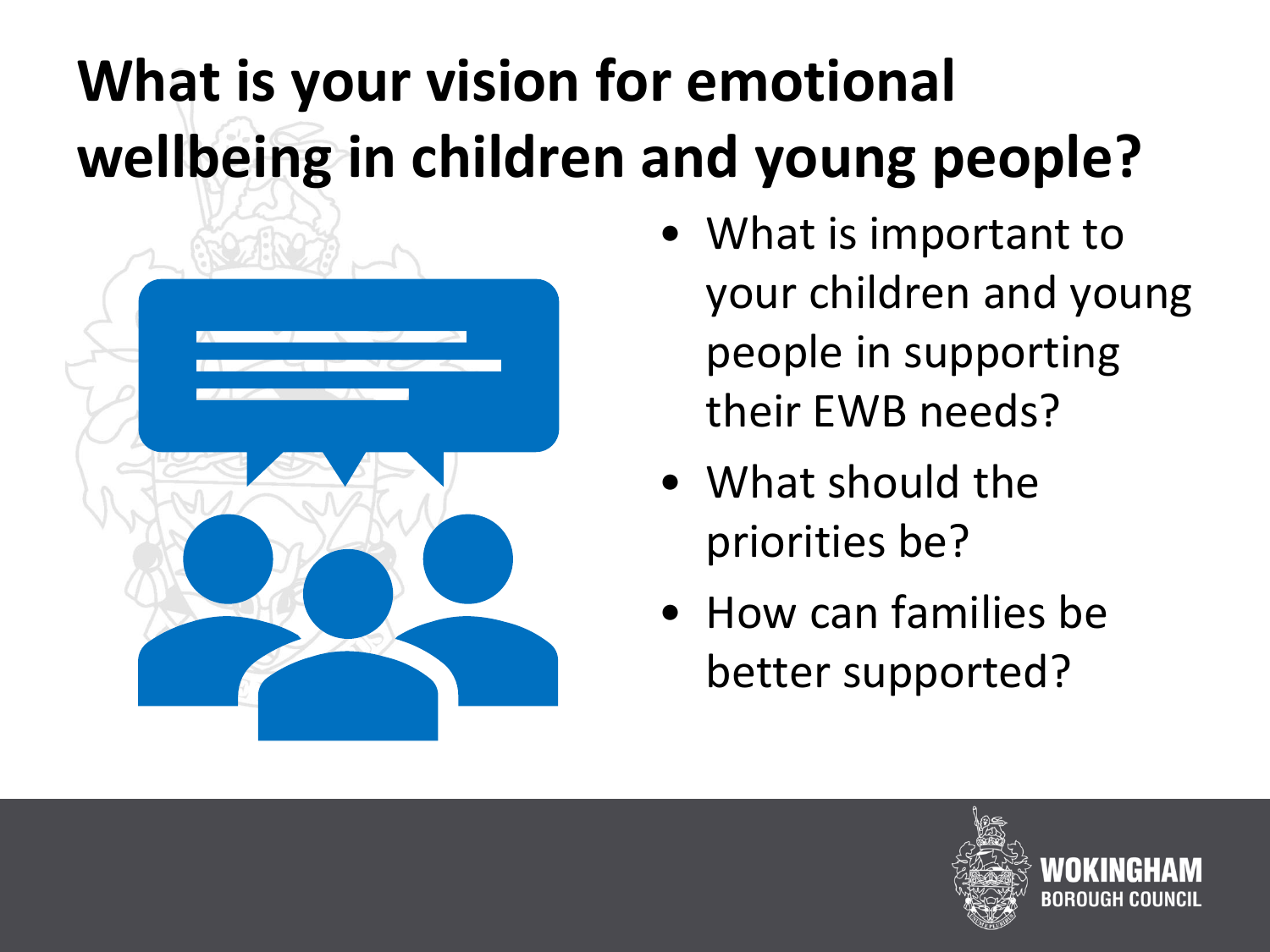# What is your vision for emotional wellbeing in children and young people?

- What is important to your children and young people in supporting their EWB needs?
- What should the priorities be?
- How can families be better supported?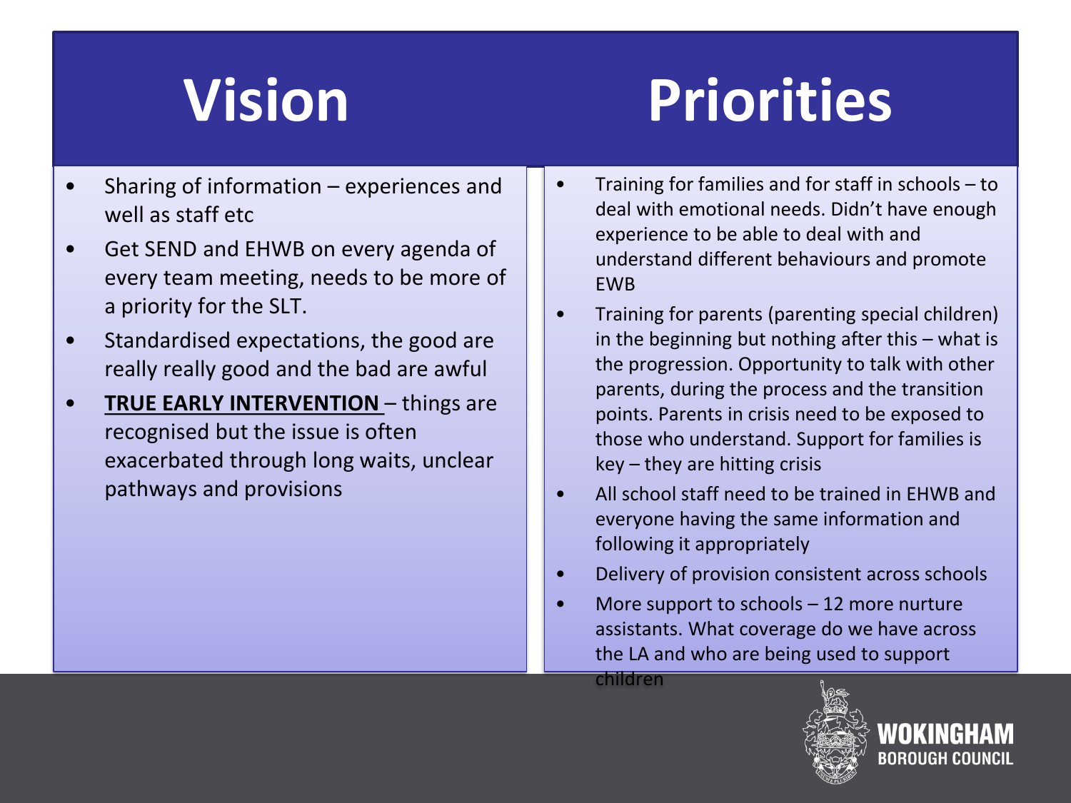# Vision

- Sharing of information – experiences and well as staff etc
- Get SEND and EHWB on every agenda of every team meeting, needs to be more of a priority for the SLT.
- Standardised expectations, the good are really really good and the bad are awful
- **TRUE EARLY INTERVENTION** – things are recognised but the issue is often exacerbated through long waits, unclear pathways and provisions

# Priorities

- Training for families and for staff in schools – to deal with emotional needs. Didn't have enough experience to be able to deal with and understand different behaviours and promote EWB
- Training for parents (parenting special children) in the beginning but nothing after this – what is the progression. Opportunity to talk with other parents, during the process and the transition points. Parents in crisis need to be exposed to those who understand. Support for families is key – they are hitting crisis
- All school staff need to be trained in EHWB and everyone having the same information and following it appropriately
- Delivery of provision consistent across schools
- More support to schools – 12 more nurture assistants. What coverage do we have across the LA and who are being used to support children

WOKINGHAM BOROUGH COUNCIL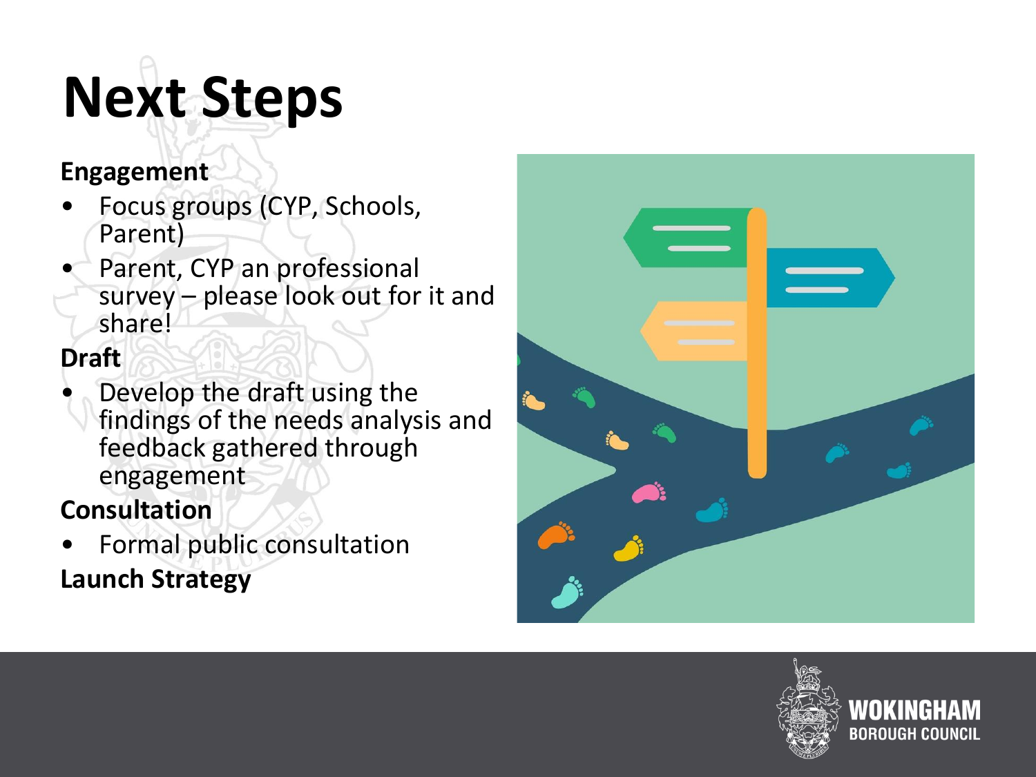# Next Steps

**Engagement**

- Focus groups (CYP, Schools, Parent)
- Parent, CYP an professional survey – please look out for it and share!

**Draft**

- Develop the draft using the findings of the needs analysis and feedback gathered through engagement

**Consultation**

- Formal public consultation

**Launch Strategy**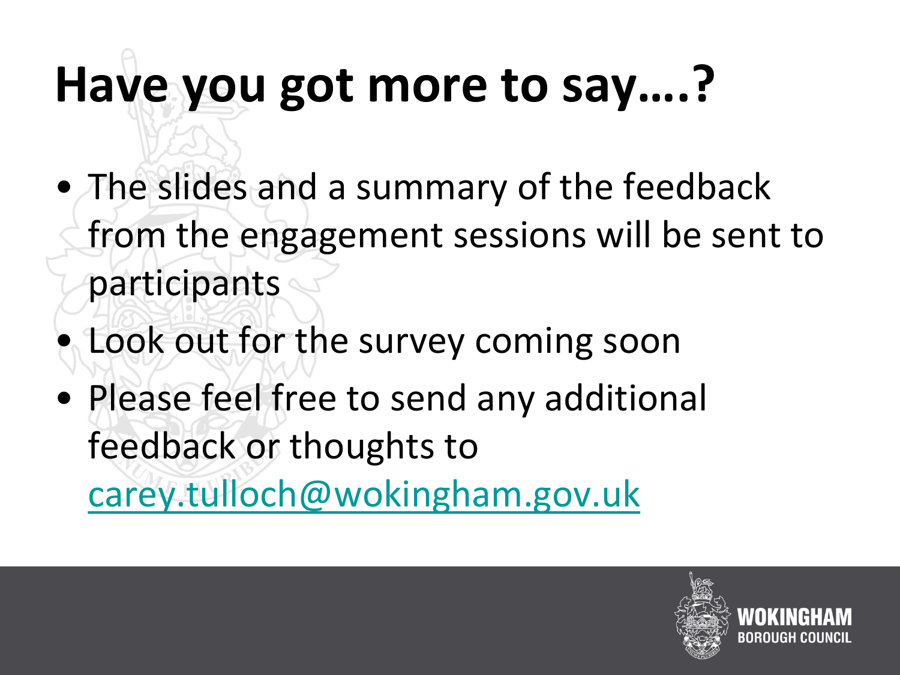# Have you got more to say….?

- The slides and a summary of the feedback from the engagement sessions will be sent to participants
- Look out for the survey coming soon
- Please feel free to send any additional feedback or thoughts to carey.tulloch@wokingham.gov.uk

WOKINGHAM BOROUGH COUNCIL